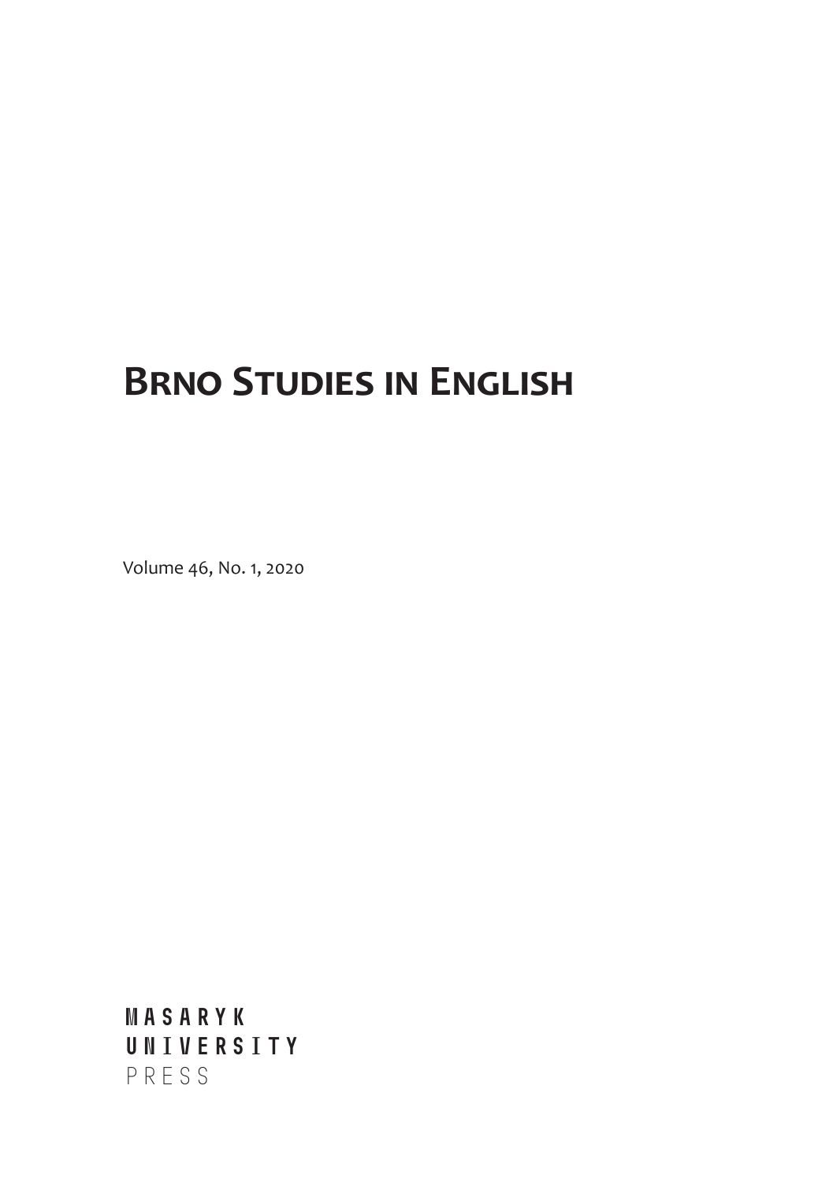# Brno Studies in English

Volume 46, No. 1, 2020

MASARYK
UNIVERSITY
PRESS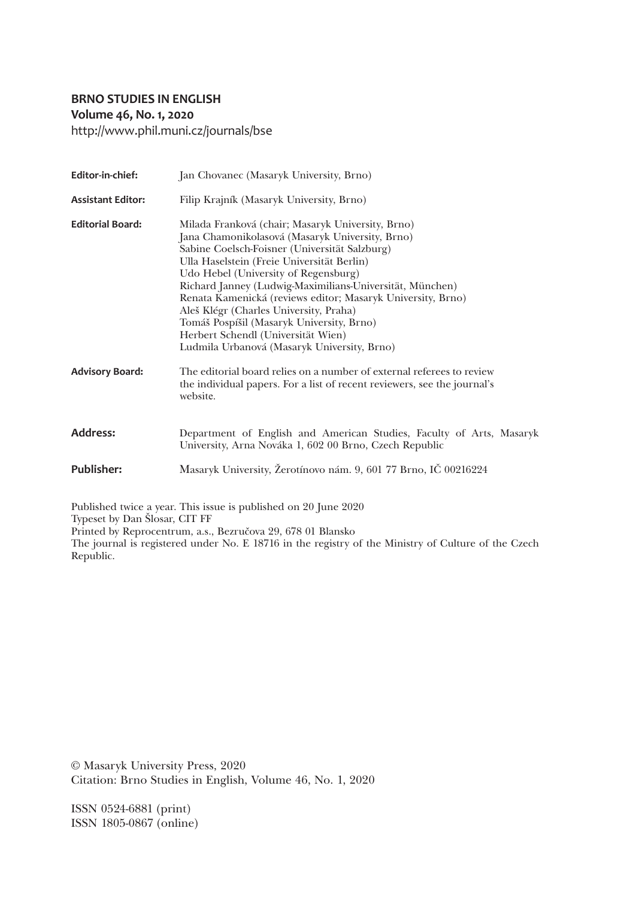**BRNO STUDIES IN ENGLISH**
**Volume 46, No. 1, 2020**
http://www.phil.muni.cz/journals/bse

**Editor-in-chief:** Jan Chovanec (Masaryk University, Brno)

**Assistant Editor:** Filip Krajník (Masaryk University, Brno)

**Editorial Board:**
Milada Franková (chair; Masaryk University, Brno)
Jana Chamonikolasová (Masaryk University, Brno)
Sabine Coelsch-Foisner (Universität Salzburg)
Ulla Haselstein (Freie Universität Berlin)
Udo Hebel (University of Regensburg)
Richard Janney (Ludwig-Maximilians-Universität, München)
Renata Kamenická (reviews editor; Masaryk University, Brno)
Aleš Klégr (Charles University, Praha)
Tomáš Pospíšil (Masaryk University, Brno)
Herbert Schendl (Universität Wien)
Ludmila Urbanová (Masaryk University, Brno)

**Advisory Board:** The editorial board relies on a number of external referees to review the individual papers. For a list of recent reviewers, see the journal's website.

**Address:** Department of English and American Studies, Faculty of Arts, Masaryk University, Arna Nováka 1, 602 00 Brno, Czech Republic

**Publisher:** Masaryk University, Žerotínovo nám. 9, 601 77 Brno, IČ 00216224

Published twice a year. This issue is published on 20 June 2020
Typeset by Dan Šlosar, CIT FF
Printed by Reprocentrum, a.s., Bezručova 29, 678 01 Blansko
The journal is registered under No. E 18716 in the registry of the Ministry of Culture of the Czech Republic.

© Masaryk University Press, 2020
Citation: Brno Studies in English, Volume 46, No. 1, 2020

ISSN 0524-6881 (print)
ISSN 1805-0867 (online)